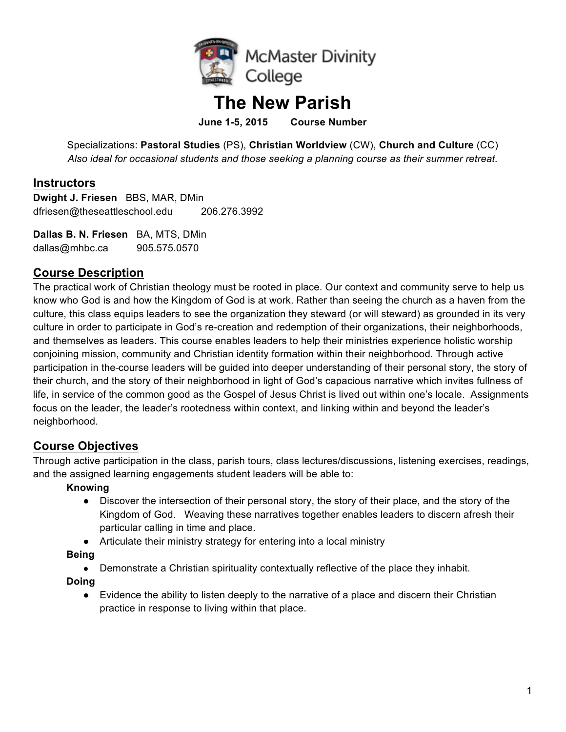McMaster Divinity College

# The New Parish

**June 1-5, 2015 Course Number**

Specializations: **Pastoral Studies** (PS), **Christian Worldview** (CW), **Church and Culture** (CC)
*Also ideal for occasional students and those seeking a planning course as their summer retreat.*

## Instructors

**Dwight J. Friesen** BBS, MAR, DMin
dfriesen@theseattleschool.edu 206.276.3992

**Dallas B. N. Friesen** BA, MTS, DMin
dallas@mhbc.ca 905.575.0570

## Course Description

The practical work of Christian theology must be rooted in place. Our context and community serve to help us know who God is and how the Kingdom of God is at work. Rather than seeing the church as a haven from the culture, this class equips leaders to see the organization they steward (or will steward) as grounded in its very culture in order to participate in God's re-creation and redemption of their organizations, their neighborhoods, and themselves as leaders. This course enables leaders to help their ministries experience holistic worship conjoining mission, community and Christian identity formation within their neighborhood. Through active participation in the course leaders will be guided into deeper understanding of their personal story, the story of their church, and the story of their neighborhood in light of God's capacious narrative which invites fullness of life, in service of the common good as the Gospel of Jesus Christ is lived out within one's locale. Assignments focus on the leader, the leader's rootedness within context, and linking within and beyond the leader's neighborhood.

## Course Objectives

Through active participation in the class, parish tours, class lectures/discussions, listening exercises, readings, and the assigned learning engagements student leaders will be able to:

**Knowing**

- Discover the intersection of their personal story, the story of their place, and the story of the Kingdom of God. Weaving these narratives together enables leaders to discern afresh their particular calling in time and place.
- Articulate their ministry strategy for entering into a local ministry

**Being**

- Demonstrate a Christian spirituality contextually reflective of the place they inhabit.

**Doing**

- Evidence the ability to listen deeply to the narrative of a place and discern their Christian practice in response to living within that place.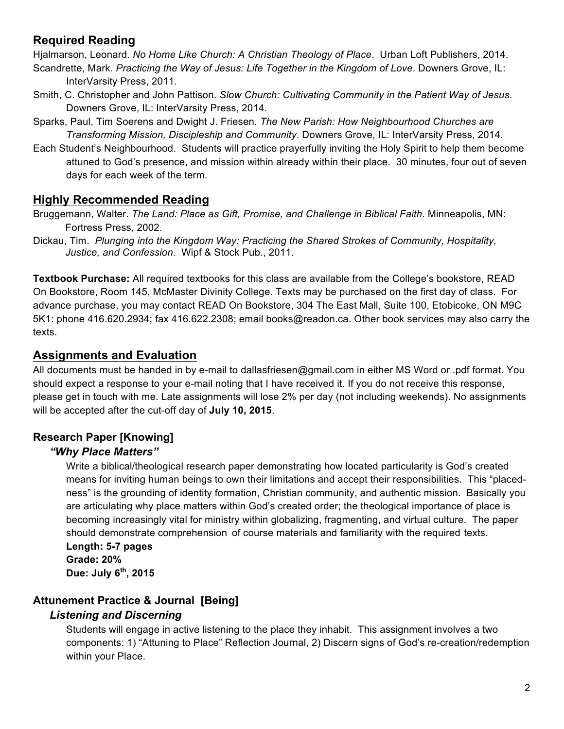## Required Reading

Hjalmarson, Leonard. *No Home Like Church: A Christian Theology of Place*. Urban Loft Publishers, 2014.

Scandrette, Mark. *Practicing the Way of Jesus: Life Together in the Kingdom of Love*. Downers Grove, IL: InterVarsity Press, 2011.

Smith, C. Christopher and John Pattison. *Slow Church: Cultivating Community in the Patient Way of Jesus*. Downers Grove, IL: InterVarsity Press, 2014.

Sparks, Paul, Tim Soerens and Dwight J. Friesen. *The New Parish: How Neighbourhood Churches are Transforming Mission, Discipleship and Community*. Downers Grove, IL: InterVarsity Press, 2014.

Each Student's Neighbourhood. Students will practice prayerfully inviting the Holy Spirit to help them become attuned to God's presence, and mission within already within their place. 30 minutes, four out of seven days for each week of the term.

## Highly Recommended Reading

Bruggemann, Walter. *The Land: Place as Gift, Promise, and Challenge in Biblical Faith*. Minneapolis, MN: Fortress Press, 2002.

Dickau, Tim. *Plunging into the Kingdom Way: Practicing the Shared Strokes of Community, Hospitality, Justice, and Confession*. Wipf & Stock Pub., 2011.

**Textbook Purchase:** All required textbooks for this class are available from the College's bookstore, READ On Bookstore, Room 145, McMaster Divinity College. Texts may be purchased on the first day of class. For advance purchase, you may contact READ On Bookstore, 304 The East Mall, Suite 100, Etobicoke, ON M9C 5K1: phone 416.620.2934; fax 416.622.2308; email books@readon.ca. Other book services may also carry the texts.

## Assignments and Evaluation

All documents must be handed in by e-mail to dallasfriesen@gmail.com in either MS Word or .pdf format. You should expect a response to your e-mail noting that I have received it. If you do not receive this response, please get in touch with me. Late assignments will lose 2% per day (not including weekends). No assignments will be accepted after the cut-off day of **July 10, 2015**.

### Research Paper [Knowing]

#### *"Why Place Matters"*

Write a biblical/theological research paper demonstrating how located particularity is God's created means for inviting human beings to own their limitations and accept their responsibilities. This "placed-ness" is the grounding of identity formation, Christian community, and authentic mission. Basically you are articulating why place matters within God's created order; the theological importance of place is becoming increasingly vital for ministry within globalizing, fragmenting, and virtual culture. The paper should demonstrate comprehension of course materials and familiarity with the required texts.

**Length: 5-7 pages**
**Grade: 20%**
**Due: July 6th, 2015**

### Attunement Practice & Journal [Being]

#### *Listening and Discerning*

Students will engage in active listening to the place they inhabit. This assignment involves a two components: 1) "Attuning to Place" Reflection Journal, 2) Discern signs of God's re-creation/redemption within your Place.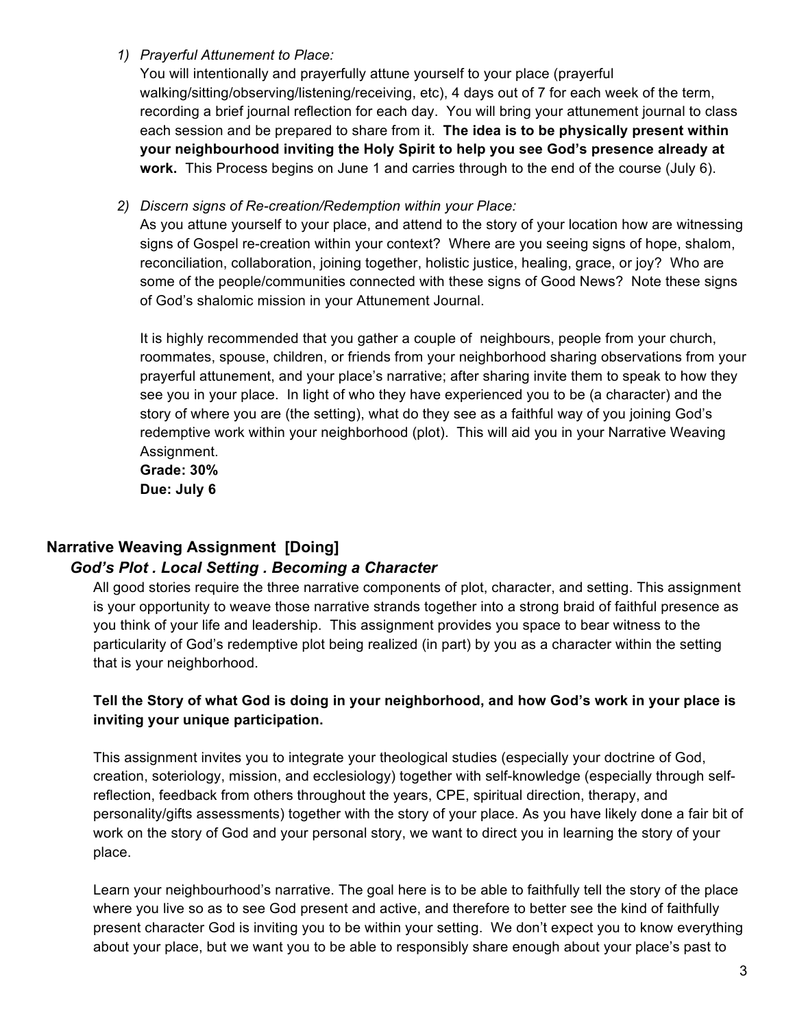1) *Prayerful Attunement to Place:*
   You will intentionally and prayerfully attune yourself to your place (prayerful walking/sitting/observing/listening/receiving, etc), 4 days out of 7 for each week of the term, recording a brief journal reflection for each day. You will bring your attunement journal to class each session and be prepared to share from it. **The idea is to be physically present within your neighbourhood inviting the Holy Spirit to help you see God's presence already at work.** This Process begins on June 1 and carries through to the end of the course (July 6).

2) *Discern signs of Re-creation/Redemption within your Place:*
   As you attune yourself to your place, and attend to the story of your location how are witnessing signs of Gospel re-creation within your context? Where are you seeing signs of hope, shalom, reconciliation, collaboration, joining together, holistic justice, healing, grace, or joy? Who are some of the people/communities connected with these signs of Good News? Note these signs of God's shalomic mission in your Attunement Journal.

   It is highly recommended that you gather a couple of neighbours, people from your church, roommates, spouse, children, or friends from your neighborhood sharing observations from your prayerful attunement, and your place's narrative; after sharing invite them to speak to how they see you in your place. In light of who they have experienced you to be (a character) and the story of where you are (the setting), what do they see as a faithful way of you joining God's redemptive work within your neighborhood (plot). This will aid you in your Narrative Weaving Assignment.
   **Grade: 30%**
   **Due: July 6**

## Narrative Weaving Assignment [Doing]

### *God's Plot . Local Setting . Becoming a Character*

All good stories require the three narrative components of plot, character, and setting. This assignment is your opportunity to weave those narrative strands together into a strong braid of faithful presence as you think of your life and leadership. This assignment provides you space to bear witness to the particularity of God's redemptive plot being realized (in part) by you as a character within the setting that is your neighborhood.

**Tell the Story of what God is doing in your neighborhood, and how God's work in your place is inviting your unique participation.**

This assignment invites you to integrate your theological studies (especially your doctrine of God, creation, soteriology, mission, and ecclesiology) together with self-knowledge (especially through self-reflection, feedback from others throughout the years, CPE, spiritual direction, therapy, and personality/gifts assessments) together with the story of your place. As you have likely done a fair bit of work on the story of God and your personal story, we want to direct you in learning the story of your place.

Learn your neighbourhood's narrative. The goal here is to be able to faithfully tell the story of the place where you live so as to see God present and active, and therefore to better see the kind of faithfully present character God is inviting you to be within your setting. We don't expect you to know everything about your place, but we want you to be able to responsibly share enough about your place's past to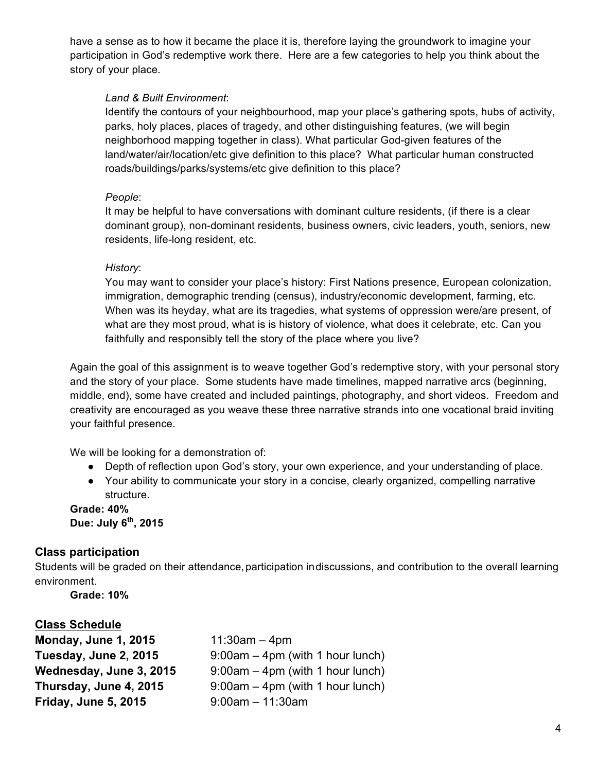have a sense as to how it became the place it is, therefore laying the groundwork to imagine your participation in God's redemptive work there. Here are a few categories to help you think about the story of your place.

*Land & Built Environment*:
Identify the contours of your neighbourhood, map your place's gathering spots, hubs of activity, parks, holy places, places of tragedy, and other distinguishing features, (we will begin neighborhood mapping together in class). What particular God-given features of the land/water/air/location/etc give definition to this place? What particular human constructed roads/buildings/parks/systems/etc give definition to this place?

*People*:
It may be helpful to have conversations with dominant culture residents, (if there is a clear dominant group), non-dominant residents, business owners, civic leaders, youth, seniors, new residents, life-long resident, etc.

*History*:
You may want to consider your place's history: First Nations presence, European colonization, immigration, demographic trending (census), industry/economic development, farming, etc. When was its heyday, what are its tragedies, what systems of oppression were/are present, of what are they most proud, what is is history of violence, what does it celebrate, etc. Can you faithfully and responsibly tell the story of the place where you live?

Again the goal of this assignment is to weave together God's redemptive story, with your personal story and the story of your place. Some students have made timelines, mapped narrative arcs (beginning, middle, end), some have created and included paintings, photography, and short videos. Freedom and creativity are encouraged as you weave these three narrative strands into one vocational braid inviting your faithful presence.

We will be looking for a demonstration of:

- Depth of reflection upon God's story, your own experience, and your understanding of place.
- Your ability to communicate your story in a concise, clearly organized, compelling narrative structure.

**Grade: 40%**
**Due: July 6th, 2015**

### Class participation

Students will be graded on their attendance, participation in discussions, and contribution to the overall learning environment.

**Grade: 10%**

### Class Schedule

| | |
|---|---|
| **Monday, June 1, 2015** | 11:30am – 4pm |
| **Tuesday, June 2, 2015** | 9:00am – 4pm (with 1 hour lunch) |
| **Wednesday, June 3, 2015** | 9:00am – 4pm (with 1 hour lunch) |
| **Thursday, June 4, 2015** | 9:00am – 4pm (with 1 hour lunch) |
| **Friday, June 5, 2015** | 9:00am – 11:30am |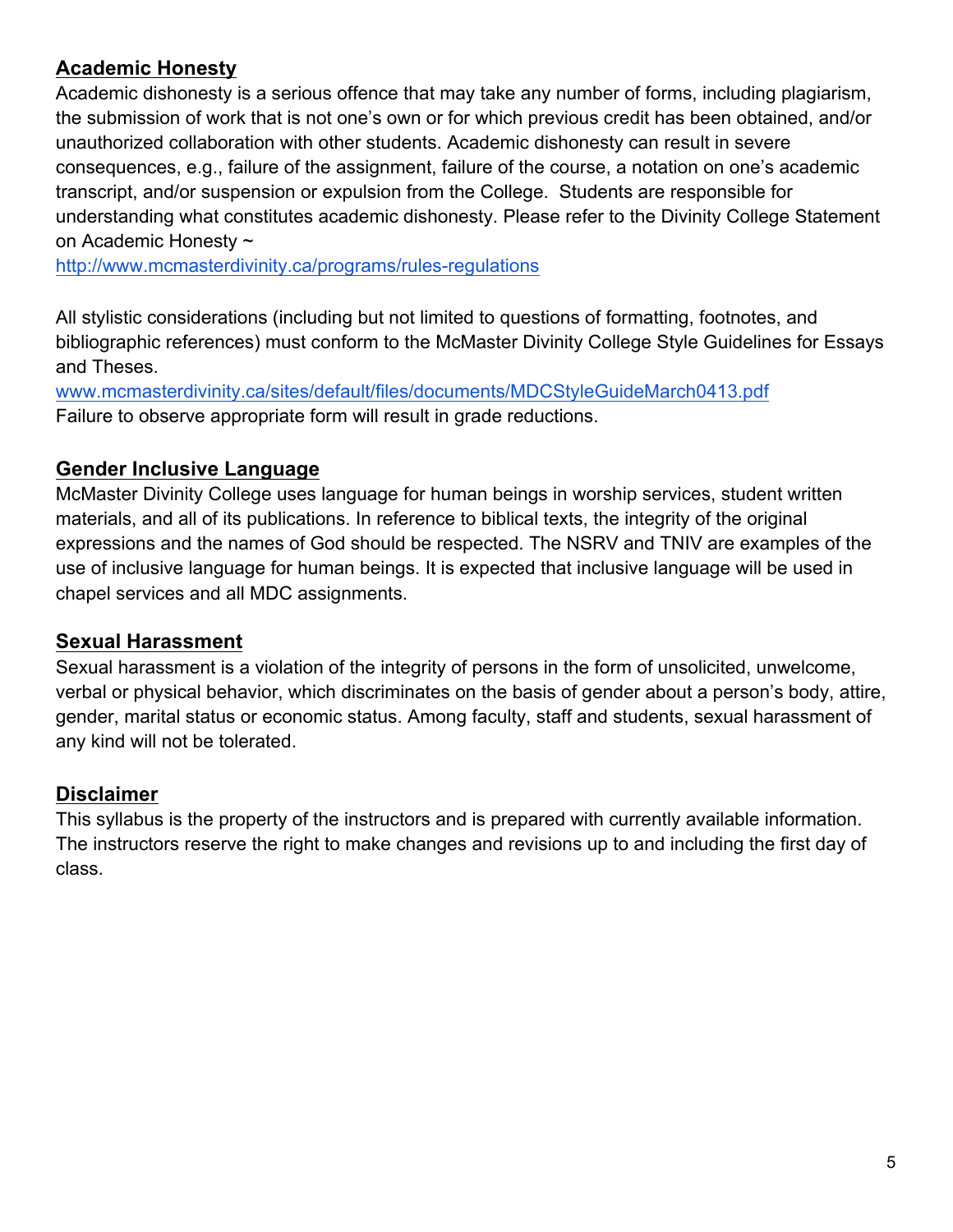## Academic Honesty

Academic dishonesty is a serious offence that may take any number of forms, including plagiarism, the submission of work that is not one's own or for which previous credit has been obtained, and/or unauthorized collaboration with other students. Academic dishonesty can result in severe consequences, e.g., failure of the assignment, failure of the course, a notation on one's academic transcript, and/or suspension or expulsion from the College. Students are responsible for understanding what constitutes academic dishonesty. Please refer to the Divinity College Statement on Academic Honesty ~
http://www.mcmasterdivinity.ca/programs/rules-regulations

All stylistic considerations (including but not limited to questions of formatting, footnotes, and bibliographic references) must conform to the McMaster Divinity College Style Guidelines for Essays and Theses.
www.mcmasterdivinity.ca/sites/default/files/documents/MDCStyleGuideMarch0413.pdf
Failure to observe appropriate form will result in grade reductions.

## Gender Inclusive Language

McMaster Divinity College uses language for human beings in worship services, student written materials, and all of its publications. In reference to biblical texts, the integrity of the original expressions and the names of God should be respected. The NSRV and TNIV are examples of the use of inclusive language for human beings. It is expected that inclusive language will be used in chapel services and all MDC assignments.

## Sexual Harassment

Sexual harassment is a violation of the integrity of persons in the form of unsolicited, unwelcome, verbal or physical behavior, which discriminates on the basis of gender about a person's body, attire, gender, marital status or economic status. Among faculty, staff and students, sexual harassment of any kind will not be tolerated.

## Disclaimer

This syllabus is the property of the instructors and is prepared with currently available information. The instructors reserve the right to make changes and revisions up to and including the first day of class.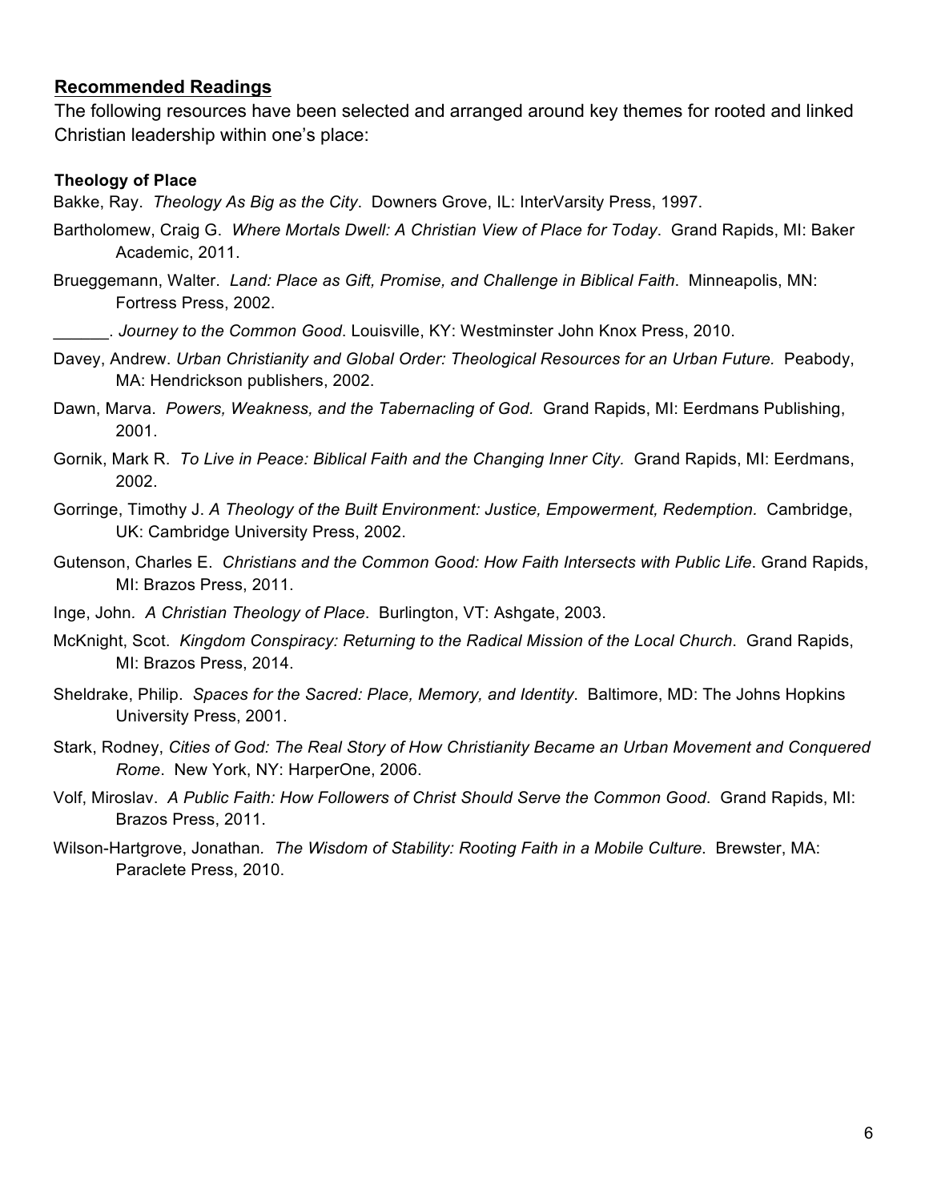## Recommended Readings

The following resources have been selected and arranged around key themes for rooted and linked Christian leadership within one's place:

### Theology of Place

Bakke, Ray. *Theology As Big as the City*. Downers Grove, IL: InterVarsity Press, 1997.

Bartholomew, Craig G. *Where Mortals Dwell: A Christian View of Place for Today*. Grand Rapids, MI: Baker Academic, 2011.

Brueggemann, Walter. *Land: Place as Gift, Promise, and Challenge in Biblical Faith*. Minneapolis, MN: Fortress Press, 2002.

______. *Journey to the Common Good*. Louisville, KY: Westminster John Knox Press, 2010.

Davey, Andrew. *Urban Christianity and Global Order: Theological Resources for an Urban Future.* Peabody, MA: Hendrickson publishers, 2002.

Dawn, Marva. *Powers, Weakness, and the Tabernacling of God.* Grand Rapids, MI: Eerdmans Publishing, 2001.

Gornik, Mark R. *To Live in Peace: Biblical Faith and the Changing Inner City.* Grand Rapids, MI: Eerdmans, 2002.

Gorringe, Timothy J. *A Theology of the Built Environment: Justice, Empowerment, Redemption.* Cambridge, UK: Cambridge University Press, 2002.

Gutenson, Charles E. *Christians and the Common Good: How Faith Intersects with Public Life*. Grand Rapids, MI: Brazos Press, 2011.

Inge, John. *A Christian Theology of Place*. Burlington, VT: Ashgate, 2003.

McKnight, Scot. *Kingdom Conspiracy: Returning to the Radical Mission of the Local Church*. Grand Rapids, MI: Brazos Press, 2014.

Sheldrake, Philip. *Spaces for the Sacred: Place, Memory, and Identity*. Baltimore, MD: The Johns Hopkins University Press, 2001.

Stark, Rodney, *Cities of God: The Real Story of How Christianity Became an Urban Movement and Conquered Rome*. New York, NY: HarperOne, 2006.

Volf, Miroslav. *A Public Faith: How Followers of Christ Should Serve the Common Good*. Grand Rapids, MI: Brazos Press, 2011.

Wilson-Hartgrove, Jonathan. *The Wisdom of Stability: Rooting Faith in a Mobile Culture*. Brewster, MA: Paraclete Press, 2010.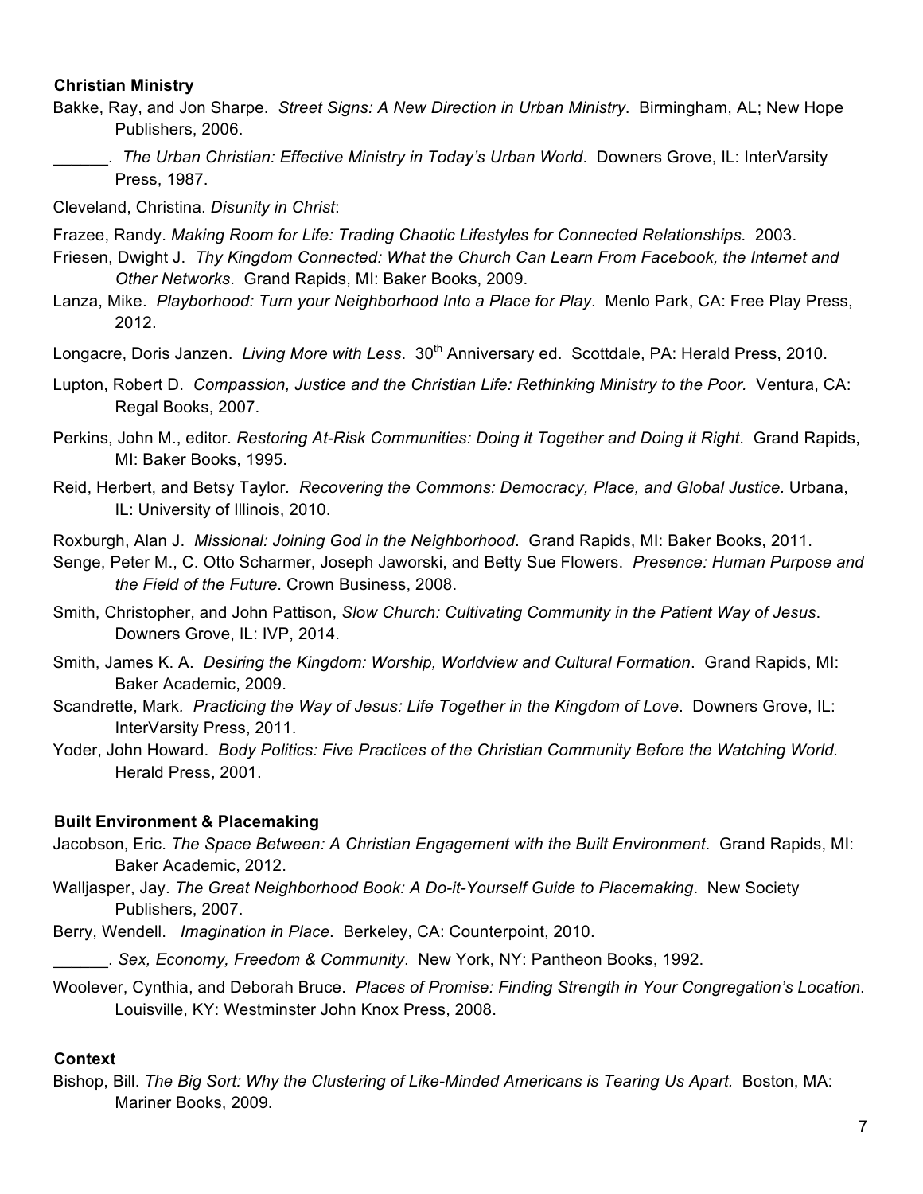**Christian Ministry**

Bakke, Ray, and Jon Sharpe. *Street Signs: A New Direction in Urban Ministry*. Birmingham, AL; New Hope Publishers, 2006.

______. *The Urban Christian: Effective Ministry in Today's Urban World*. Downers Grove, IL: InterVarsity Press, 1987.

Cleveland, Christina. *Disunity in Christ*:

Frazee, Randy. *Making Room for Life: Trading Chaotic Lifestyles for Connected Relationships.* 2003.

Friesen, Dwight J. *Thy Kingdom Connected: What the Church Can Learn From Facebook, the Internet and Other Networks*. Grand Rapids, MI: Baker Books, 2009.

Lanza, Mike. *Playborhood: Turn your Neighborhood Into a Place for Play*. Menlo Park, CA: Free Play Press, 2012.

Longacre, Doris Janzen. *Living More with Less*. 30th Anniversary ed. Scottdale, PA: Herald Press, 2010.

Lupton, Robert D. *Compassion, Justice and the Christian Life: Rethinking Ministry to the Poor.* Ventura, CA: Regal Books, 2007.

Perkins, John M., editor. *Restoring At-Risk Communities: Doing it Together and Doing it Right*. Grand Rapids, MI: Baker Books, 1995.

Reid, Herbert, and Betsy Taylor. *Recovering the Commons: Democracy, Place, and Global Justice.* Urbana, IL: University of Illinois, 2010.

Roxburgh, Alan J. *Missional: Joining God in the Neighborhood*. Grand Rapids, MI: Baker Books, 2011.

Senge, Peter M., C. Otto Scharmer, Joseph Jaworski, and Betty Sue Flowers. *Presence: Human Purpose and the Field of the Future*. Crown Business, 2008.

Smith, Christopher, and John Pattison, *Slow Church: Cultivating Community in the Patient Way of Jesus*. Downers Grove, IL: IVP, 2014.

Smith, James K. A. *Desiring the Kingdom: Worship, Worldview and Cultural Formation*. Grand Rapids, MI: Baker Academic, 2009.

Scandrette, Mark. *Practicing the Way of Jesus: Life Together in the Kingdom of Love*. Downers Grove, IL: InterVarsity Press, 2011.

Yoder, John Howard. *Body Politics: Five Practices of the Christian Community Before the Watching World.* Herald Press, 2001.

**Built Environment & Placemaking**

Jacobson, Eric. *The Space Between: A Christian Engagement with the Built Environment*. Grand Rapids, MI: Baker Academic, 2012.

Walljasper, Jay. *The Great Neighborhood Book: A Do-it-Yourself Guide to Placemaking*. New Society Publishers, 2007.

Berry, Wendell. *Imagination in Place*. Berkeley, CA: Counterpoint, 2010.

______. *Sex, Economy, Freedom & Community*. New York, NY: Pantheon Books, 1992.

Woolever, Cynthia, and Deborah Bruce. *Places of Promise: Finding Strength in Your Congregation's Location*. Louisville, KY: Westminster John Knox Press, 2008.

**Context**

Bishop, Bill. *The Big Sort: Why the Clustering of Like-Minded Americans is Tearing Us Apart.* Boston, MA: Mariner Books, 2009.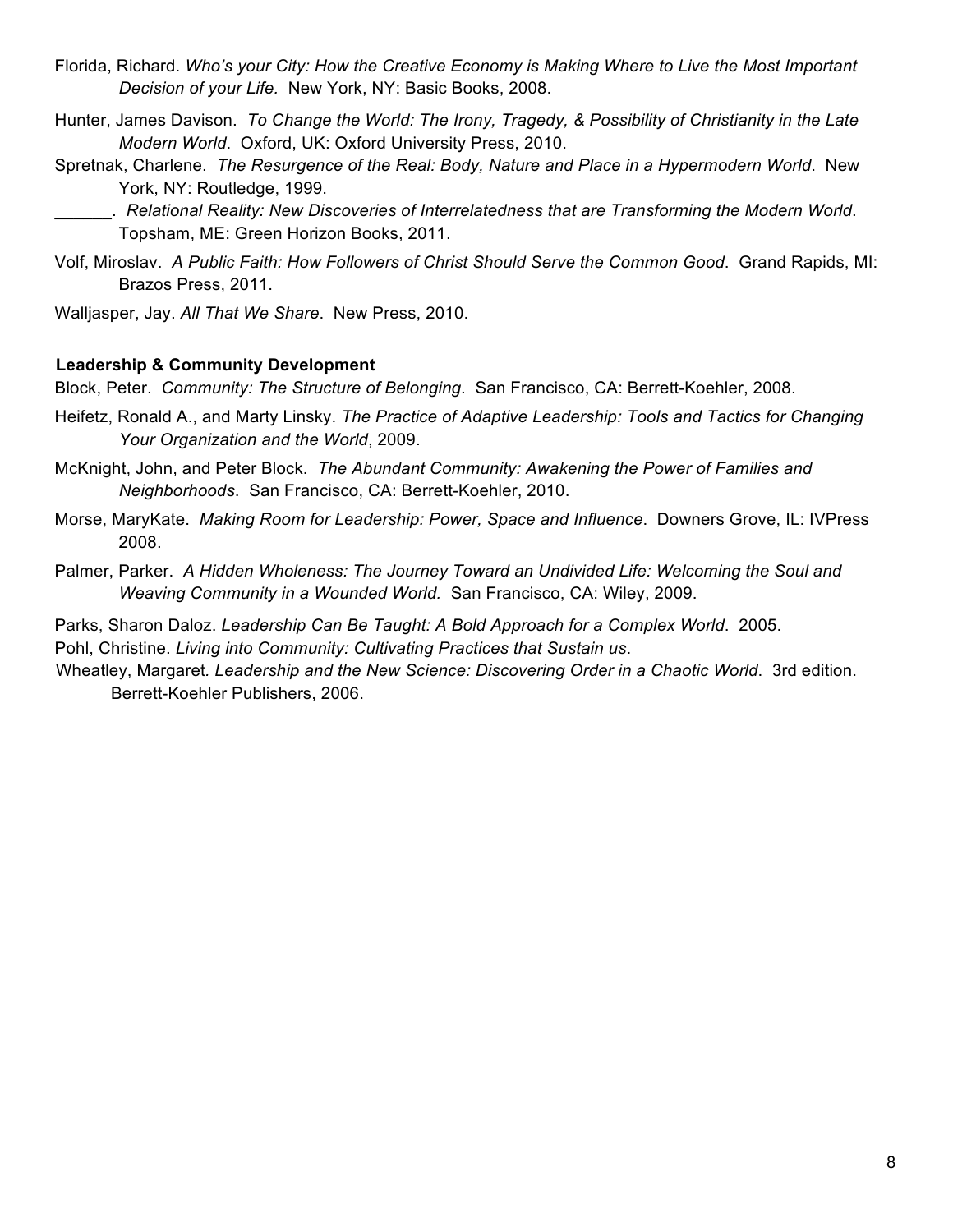Florida, Richard. *Who's your City: How the Creative Economy is Making Where to Live the Most Important Decision of your Life.* New York, NY: Basic Books, 2008.

Hunter, James Davison. *To Change the World: The Irony, Tragedy, & Possibility of Christianity in the Late Modern World*. Oxford, UK: Oxford University Press, 2010.

Spretnak, Charlene. *The Resurgence of the Real: Body, Nature and Place in a Hypermodern World*. New York, NY: Routledge, 1999.

______. *Relational Reality: New Discoveries of Interrelatedness that are Transforming the Modern World*. Topsham, ME: Green Horizon Books, 2011.

Volf, Miroslav. *A Public Faith: How Followers of Christ Should Serve the Common Good*. Grand Rapids, MI: Brazos Press, 2011.

Walljasper, Jay. *All That We Share*. New Press, 2010.

**Leadership & Community Development**

Block, Peter. *Community: The Structure of Belonging*. San Francisco, CA: Berrett-Koehler, 2008.

Heifetz, Ronald A., and Marty Linsky. *The Practice of Adaptive Leadership: Tools and Tactics for Changing Your Organization and the World*, 2009.

McKnight, John, and Peter Block. *The Abundant Community: Awakening the Power of Families and Neighborhoods*. San Francisco, CA: Berrett-Koehler, 2010.

Morse, MaryKate. *Making Room for Leadership: Power, Space and Influence*. Downers Grove, IL: IVPress 2008.

Palmer, Parker. *A Hidden Wholeness: The Journey Toward an Undivided Life: Welcoming the Soul and Weaving Community in a Wounded World.* San Francisco, CA: Wiley, 2009.

Parks, Sharon Daloz. *Leadership Can Be Taught: A Bold Approach for a Complex World*. 2005.

Pohl, Christine. *Living into Community: Cultivating Practices that Sustain us*.

Wheatley, Margaret. *Leadership and the New Science: Discovering Order in a Chaotic World*. 3rd edition. Berrett-Koehler Publishers, 2006.